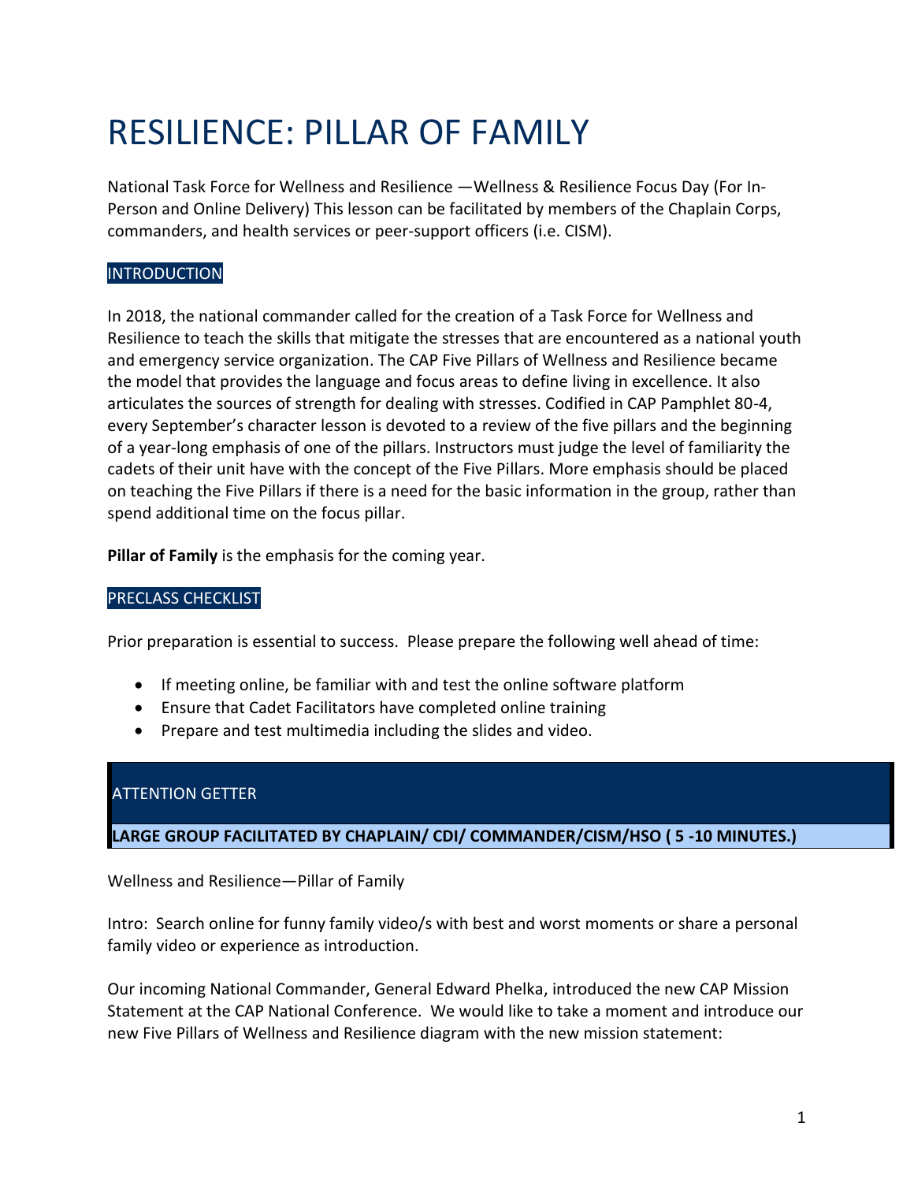# RESILIENCE: PILLAR OF FAMILY

National Task Force for Wellness and Resilience —Wellness & Resilience Focus Day (For In-Person and Online Delivery) This lesson can be facilitated by members of the Chaplain Corps, commanders, and health services or peer-support officers (i.e. CISM).

## INTRODUCTION

In 2018, the national commander called for the creation of a Task Force for Wellness and Resilience to teach the skills that mitigate the stresses that are encountered as a national youth and emergency service organization. The CAP Five Pillars of Wellness and Resilience became the model that provides the language and focus areas to define living in excellence. It also articulates the sources of strength for dealing with stresses. Codified in CAP Pamphlet 80-4, every September's character lesson is devoted to a review of the five pillars and the beginning of a year-long emphasis of one of the pillars. Instructors must judge the level of familiarity the cadets of their unit have with the concept of the Five Pillars. More emphasis should be placed on teaching the Five Pillars if there is a need for the basic information in the group, rather than spend additional time on the focus pillar.

**Pillar of Family** is the emphasis for the coming year.

## PRECLASS CHECKLIST

Prior preparation is essential to success. Please prepare the following well ahead of time:

- If meeting online, be familiar with and test the online software platform
- Ensure that Cadet Facilitators have completed online training
- Prepare and test multimedia including the slides and video.

## ATTENTION GETTER

**LARGE GROUP FACILITATED BY CHAPLAIN/ CDI/ COMMANDER/CISM/HSO ( 5 -10 MINUTES.)**

Wellness and Resilience—Pillar of Family

Intro: Search online for funny family video/s with best and worst moments or share a personal family video or experience as introduction.

Our incoming National Commander, General Edward Phelka, introduced the new CAP Mission Statement at the CAP National Conference. We would like to take a moment and introduce our new Five Pillars of Wellness and Resilience diagram with the new mission statement: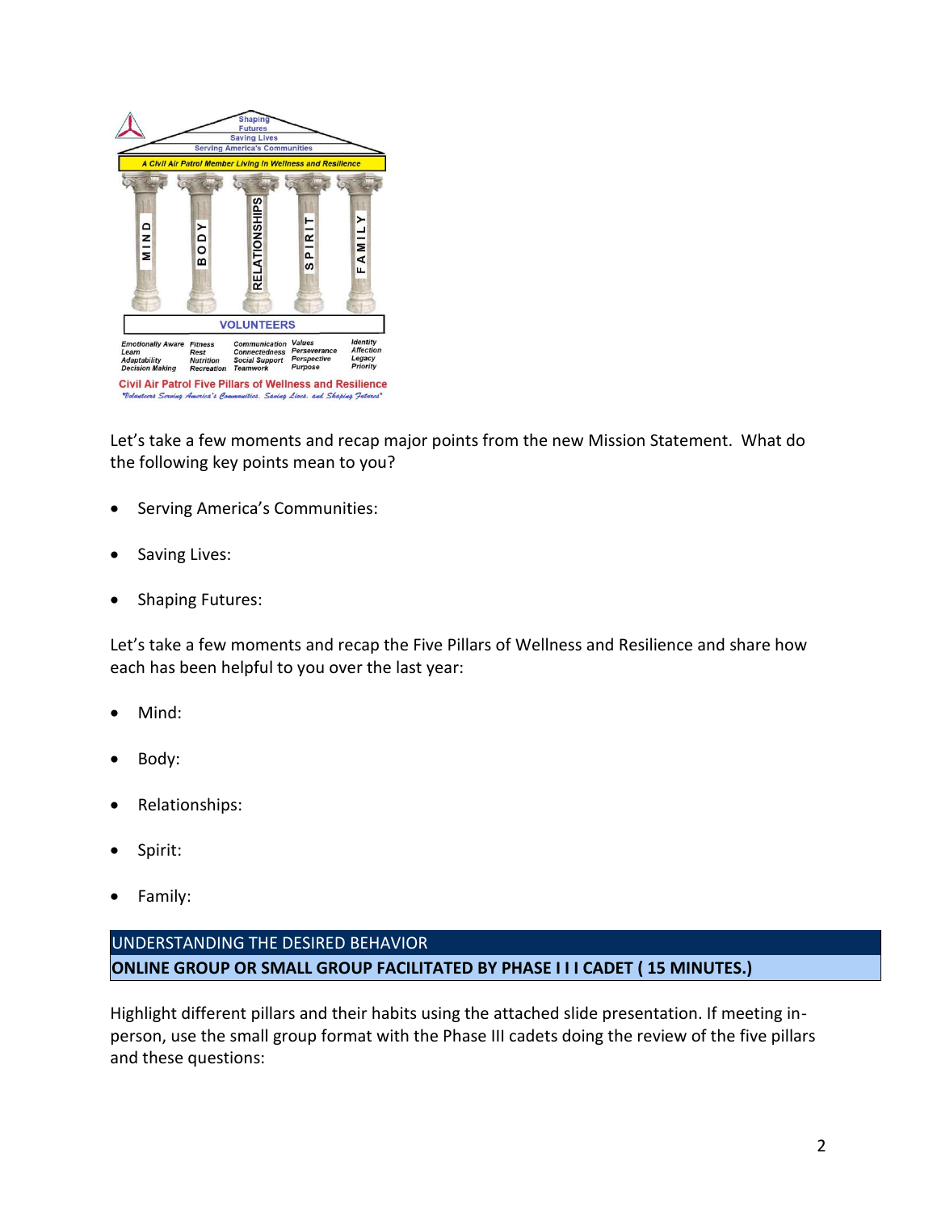Let's take a few moments and recap major points from the new Mission Statement. What do the following key points mean to you?

- Serving America's Communities:
- Saving Lives:
- Shaping Futures:

Let's take a few moments and recap the Five Pillars of Wellness and Resilience and share how each has been helpful to you over the last year:

- Mind:
- Body:
- Relationships:
- Spirit:
- Family:

## UNDERSTANDING THE DESIRED BEHAVIOR

**ONLINE GROUP OR SMALL GROUP FACILITATED BY PHASE I I I CADET ( 15 MINUTES.)**

Highlight different pillars and their habits using the attached slide presentation. If meeting in-person, use the small group format with the Phase III cadets doing the review of the five pillars and these questions: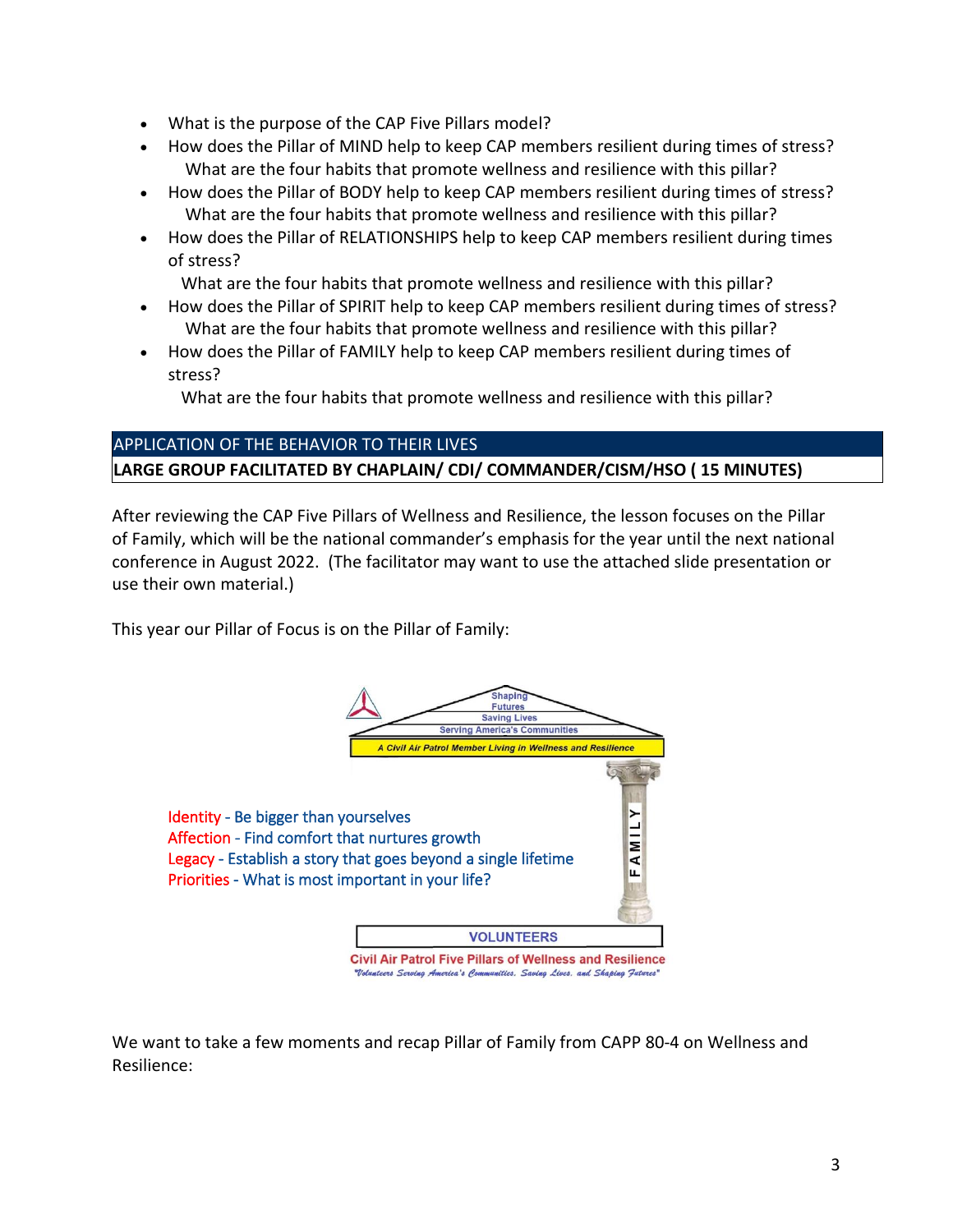- What is the purpose of the CAP Five Pillars model?
- How does the Pillar of MIND help to keep CAP members resilient during times of stress?
  What are the four habits that promote wellness and resilience with this pillar?
- How does the Pillar of BODY help to keep CAP members resilient during times of stress?
  What are the four habits that promote wellness and resilience with this pillar?
- How does the Pillar of RELATIONSHIPS help to keep CAP members resilient during times of stress?
  What are the four habits that promote wellness and resilience with this pillar?
- How does the Pillar of SPIRIT help to keep CAP members resilient during times of stress?
  What are the four habits that promote wellness and resilience with this pillar?
- How does the Pillar of FAMILY help to keep CAP members resilient during times of stress?
  What are the four habits that promote wellness and resilience with this pillar?

## APPLICATION OF THE BEHAVIOR TO THEIR LIVES

**LARGE GROUP FACILITATED BY CHAPLAIN/ CDI/ COMMANDER/CISM/HSO ( 15 MINUTES)**

After reviewing the CAP Five Pillars of Wellness and Resilience, the lesson focuses on the Pillar of Family, which will be the national commander's emphasis for the year until the next national conference in August 2022. (The facilitator may want to use the attached slide presentation or use their own material.)

This year our Pillar of Focus is on the Pillar of Family:

Shaping Futures
Saving Lives
Serving America's Communities

*A Civil Air Patrol Member Living in Wellness and Resilience*

Identity - Be bigger than yourselves
Affection - Find comfort that nurtures growth
Legacy - Establish a story that goes beyond a single lifetime
Priorities - What is most important in your life?

FAMILY

VOLUNTEERS

Civil Air Patrol Five Pillars of Wellness and Resilience
*"Volunteers Serving America's Communities, Saving Lives, and Shaping Futures"*

We want to take a few moments and recap Pillar of Family from CAPP 80-4 on Wellness and Resilience: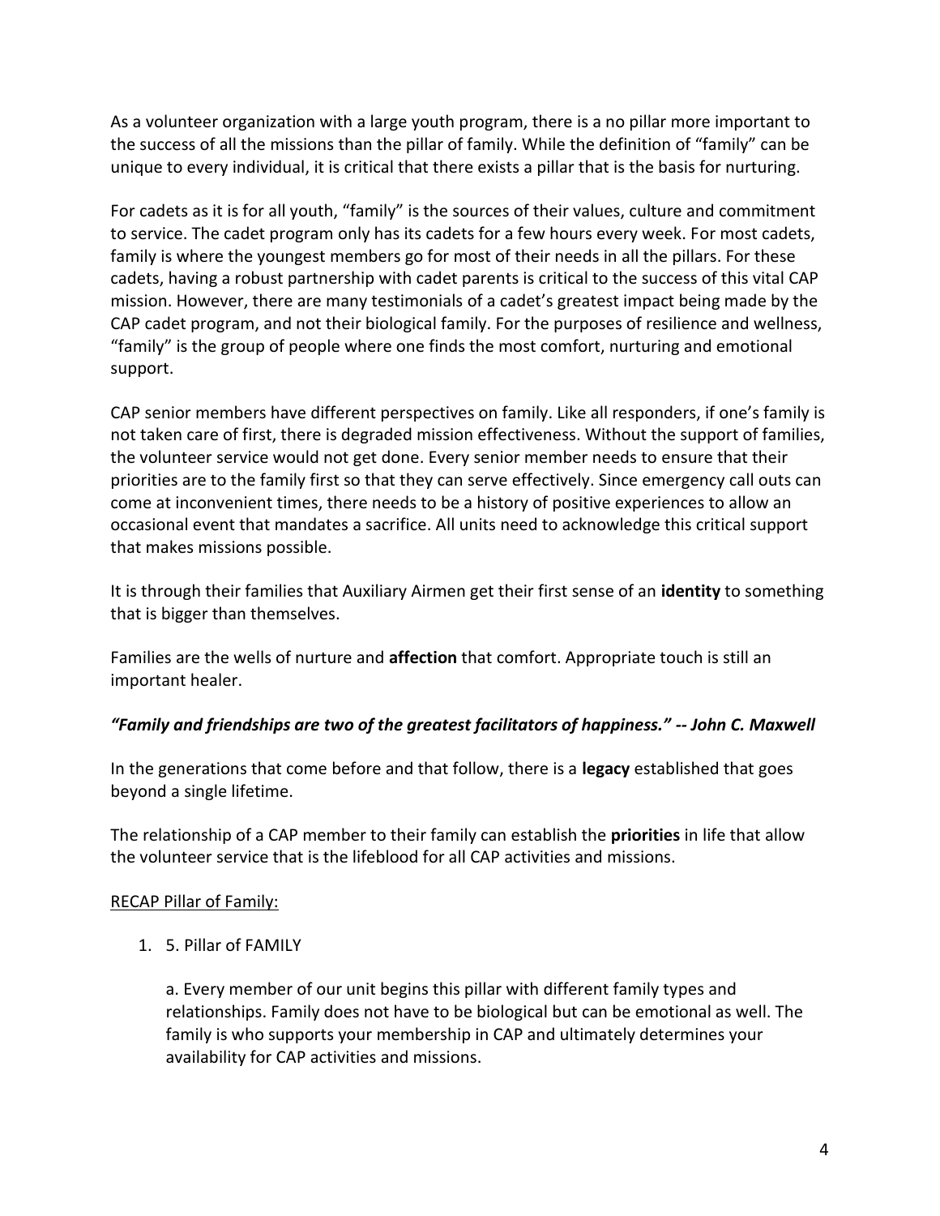As a volunteer organization with a large youth program, there is a no pillar more important to the success of all the missions than the pillar of family. While the definition of "family" can be unique to every individual, it is critical that there exists a pillar that is the basis for nurturing.

For cadets as it is for all youth, "family" is the sources of their values, culture and commitment to service. The cadet program only has its cadets for a few hours every week. For most cadets, family is where the youngest members go for most of their needs in all the pillars. For these cadets, having a robust partnership with cadet parents is critical to the success of this vital CAP mission. However, there are many testimonials of a cadet's greatest impact being made by the CAP cadet program, and not their biological family. For the purposes of resilience and wellness, "family" is the group of people where one finds the most comfort, nurturing and emotional support.

CAP senior members have different perspectives on family. Like all responders, if one's family is not taken care of first, there is degraded mission effectiveness. Without the support of families, the volunteer service would not get done. Every senior member needs to ensure that their priorities are to the family first so that they can serve effectively. Since emergency call outs can come at inconvenient times, there needs to be a history of positive experiences to allow an occasional event that mandates a sacrifice. All units need to acknowledge this critical support that makes missions possible.

It is through their families that Auxiliary Airmen get their first sense of an **identity** to something that is bigger than themselves.

Families are the wells of nurture and **affection** that comfort. Appropriate touch is still an important healer.

***"Family and friendships are two of the greatest facilitators of happiness." -- John C. Maxwell***

In the generations that come before and that follow, there is a **legacy** established that goes beyond a single lifetime.

The relationship of a CAP member to their family can establish the **priorities** in life that allow the volunteer service that is the lifeblood for all CAP activities and missions.

<u>RECAP Pillar of Family:</u>

1. 5. Pillar of FAMILY

   a. Every member of our unit begins this pillar with different family types and relationships. Family does not have to be biological but can be emotional as well. The family is who supports your membership in CAP and ultimately determines your availability for CAP activities and missions.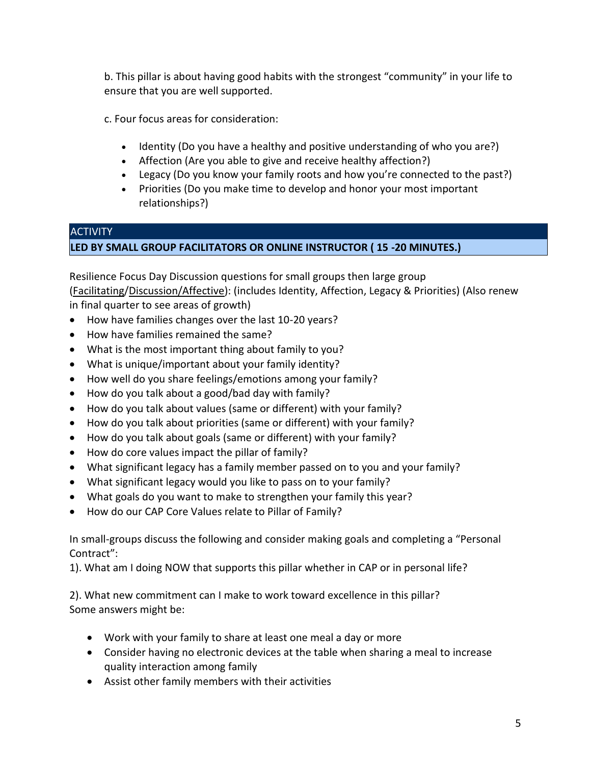b. This pillar is about having good habits with the strongest "community" in your life to ensure that you are well supported.

c. Four focus areas for consideration:

- Identity (Do you have a healthy and positive understanding of who you are?)
- Affection (Are you able to give and receive healthy affection?)
- Legacy (Do you know your family roots and how you're connected to the past?)
- Priorities (Do you make time to develop and honor your most important relationships?)

| ACTIVITY |
|---|
| **LED BY SMALL GROUP FACILITATORS OR ONLINE INSTRUCTOR ( 15 -20 MINUTES.)** |

Resilience Focus Day Discussion questions for small groups then large group (<u>Facilitating</u>/<u>Discussion/Affective</u>): (includes Identity, Affection, Legacy & Priorities) (Also renew in final quarter to see areas of growth)

- How have families changes over the last 10-20 years?
- How have families remained the same?
- What is the most important thing about family to you?
- What is unique/important about your family identity?
- How well do you share feelings/emotions among your family?
- How do you talk about a good/bad day with family?
- How do you talk about values (same or different) with your family?
- How do you talk about priorities (same or different) with your family?
- How do you talk about goals (same or different) with your family?
- How do core values impact the pillar of family?
- What significant legacy has a family member passed on to you and your family?
- What significant legacy would you like to pass on to your family?
- What goals do you want to make to strengthen your family this year?
- How do our CAP Core Values relate to Pillar of Family?

In small-groups discuss the following and consider making goals and completing a "Personal Contract":

1). What am I doing NOW that supports this pillar whether in CAP or in personal life?

2). What new commitment can I make to work toward excellence in this pillar?
Some answers might be:

- Work with your family to share at least one meal a day or more
- Consider having no electronic devices at the table when sharing a meal to increase quality interaction among family
- Assist other family members with their activities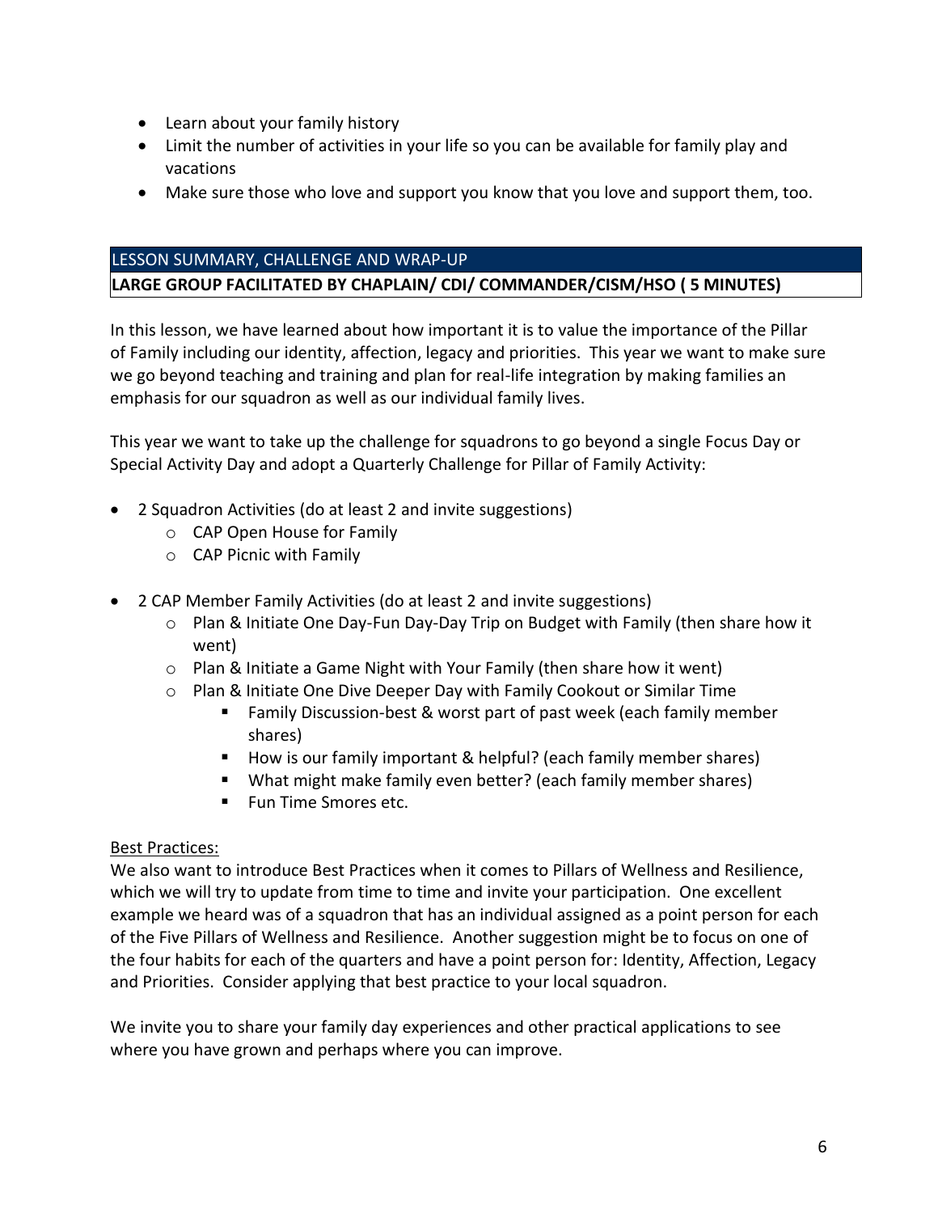- Learn about your family history
- Limit the number of activities in your life so you can be available for family play and vacations
- Make sure those who love and support you know that you love and support them, too.

## LESSON SUMMARY, CHALLENGE AND WRAP-UP

**LARGE GROUP FACILITATED BY CHAPLAIN/ CDI/ COMMANDER/CISM/HSO ( 5 MINUTES)**

In this lesson, we have learned about how important it is to value the importance of the Pillar of Family including our identity, affection, legacy and priorities. This year we want to make sure we go beyond teaching and training and plan for real-life integration by making families an emphasis for our squadron as well as our individual family lives.

This year we want to take up the challenge for squadrons to go beyond a single Focus Day or Special Activity Day and adopt a Quarterly Challenge for Pillar of Family Activity:

- 2 Squadron Activities (do at least 2 and invite suggestions)
  - CAP Open House for Family
  - CAP Picnic with Family
- 2 CAP Member Family Activities (do at least 2 and invite suggestions)
  - Plan & Initiate One Day-Fun Day-Day Trip on Budget with Family (then share how it went)
  - Plan & Initiate a Game Night with Your Family (then share how it went)
  - Plan & Initiate One Dive Deeper Day with Family Cookout or Similar Time
    - Family Discussion-best & worst part of past week (each family member shares)
    - How is our family important & helpful? (each family member shares)
    - What might make family even better? (each family member shares)
    - Fun Time Smores etc.

Best Practices:

We also want to introduce Best Practices when it comes to Pillars of Wellness and Resilience, which we will try to update from time to time and invite your participation. One excellent example we heard was of a squadron that has an individual assigned as a point person for each of the Five Pillars of Wellness and Resilience. Another suggestion might be to focus on one of the four habits for each of the quarters and have a point person for: Identity, Affection, Legacy and Priorities. Consider applying that best practice to your local squadron.

We invite you to share your family day experiences and other practical applications to see where you have grown and perhaps where you can improve.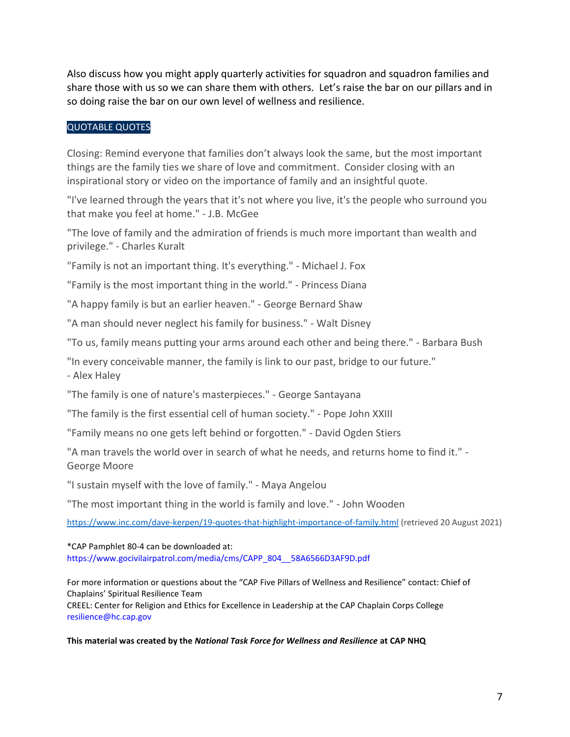Also discuss how you might apply quarterly activities for squadron and squadron families and share those with us so we can share them with others. Let's raise the bar on our pillars and in so doing raise the bar on our own level of wellness and resilience.

## QUOTABLE QUOTES

Closing: Remind everyone that families don't always look the same, but the most important things are the family ties we share of love and commitment. Consider closing with an inspirational story or video on the importance of family and an insightful quote.

"I've learned through the years that it's not where you live, it's the people who surround you that make you feel at home." - J.B. McGee

"The love of family and the admiration of friends is much more important than wealth and privilege." - Charles Kuralt

"Family is not an important thing. It's everything." - Michael J. Fox

"Family is the most important thing in the world." - Princess Diana

"A happy family is but an earlier heaven." - George Bernard Shaw

"A man should never neglect his family for business." - Walt Disney

"To us, family means putting your arms around each other and being there." - Barbara Bush

"In every conceivable manner, the family is link to our past, bridge to our future." - Alex Haley

"The family is one of nature's masterpieces." - George Santayana

"The family is the first essential cell of human society." - Pope John XXIII

"Family means no one gets left behind or forgotten." - David Ogden Stiers

"A man travels the world over in search of what he needs, and returns home to find it." - George Moore

"I sustain myself with the love of family." - Maya Angelou

"The most important thing in the world is family and love." - John Wooden

https://www.inc.com/dave-kerpen/19-quotes-that-highlight-importance-of-family.html (retrieved 20 August 2021)

*CAP Pamphlet 80-4 can be downloaded at:
https://www.gocivilairpatrol.com/media/cms/CAPP_804__58A6566D3AF9D.pdf

For more information or questions about the "CAP Five Pillars of Wellness and Resilience" contact: Chief of Chaplains' Spiritual Resilience Team
CREEL: Center for Religion and Ethics for Excellence in Leadership at the CAP Chaplain Corps College
resilience@hc.cap.gov

**This material was created by the *National Task Force for Wellness and Resilience* at CAP NHQ**